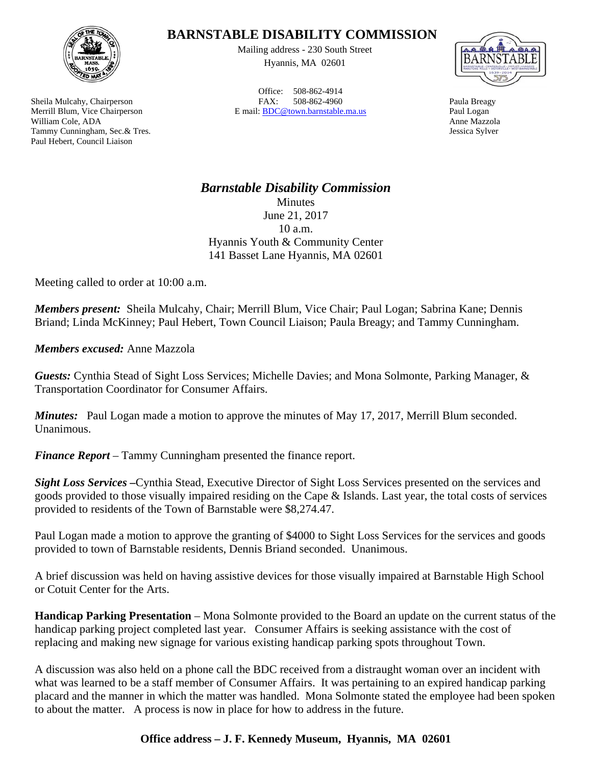# BARNSTABLE DISABILITY COMMISSION

Mailing address - 230 South Street
Hyannis, MA 02601

Office: 508-862-4914
FAX: 508-862-4960
E mail: BDC@town.barnstable.ma.us

Sheila Mulcahy, Chairperson
Merrill Blum, Vice Chairperson
William Cole, ADA
Tammy Cunningham, Sec.& Tres.
Paul Hebert, Council Liaison

Paula Breagy
Paul Logan
Anne Mazzola
Jessica Sylver

## *Barnstable Disability Commission*

Minutes
June 21, 2017
10 a.m.
Hyannis Youth & Community Center
141 Basset Lane Hyannis, MA 02601

Meeting called to order at 10:00 a.m.

***Members present:*** Sheila Mulcahy, Chair; Merrill Blum, Vice Chair; Paul Logan; Sabrina Kane; Dennis Briand; Linda McKinney; Paul Hebert, Town Council Liaison; Paula Breagy; and Tammy Cunningham.

***Members excused:*** Anne Mazzola

***Guests:*** Cynthia Stead of Sight Loss Services; Michelle Davies; and Mona Solmonte, Parking Manager, & Transportation Coordinator for Consumer Affairs.

***Minutes:*** Paul Logan made a motion to approve the minutes of May 17, 2017, Merrill Blum seconded. Unanimous.

***Finance Report*** – Tammy Cunningham presented the finance report.

***Sight Loss Services*** **–**Cynthia Stead, Executive Director of Sight Loss Services presented on the services and goods provided to those visually impaired residing on the Cape & Islands. Last year, the total costs of services provided to residents of the Town of Barnstable were $8,274.47.

Paul Logan made a motion to approve the granting of $4000 to Sight Loss Services for the services and goods provided to town of Barnstable residents, Dennis Briand seconded. Unanimous.

A brief discussion was held on having assistive devices for those visually impaired at Barnstable High School or Cotuit Center for the Arts.

**Handicap Parking Presentation** – Mona Solmonte provided to the Board an update on the current status of the handicap parking project completed last year. Consumer Affairs is seeking assistance with the cost of replacing and making new signage for various existing handicap parking spots throughout Town.

A discussion was also held on a phone call the BDC received from a distraught woman over an incident with what was learned to be a staff member of Consumer Affairs. It was pertaining to an expired handicap parking placard and the manner in which the matter was handled. Mona Solmonte stated the employee had been spoken to about the matter. A process is now in place for how to address in the future.

**Office address – J. F. Kennedy Museum, Hyannis, MA 02601**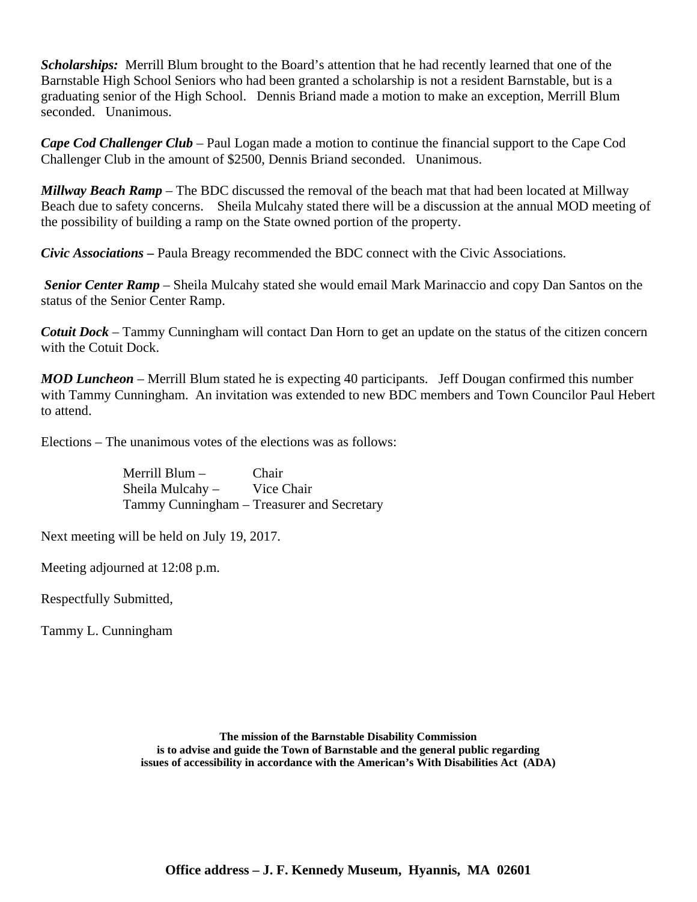***Scholarships:*** Merrill Blum brought to the Board's attention that he had recently learned that one of the Barnstable High School Seniors who had been granted a scholarship is not a resident Barnstable, but is a graduating senior of the High School. Dennis Briand made a motion to make an exception, Merrill Blum seconded. Unanimous.

***Cape Cod Challenger Club*** – Paul Logan made a motion to continue the financial support to the Cape Cod Challenger Club in the amount of $2500, Dennis Briand seconded. Unanimous.

***Millway Beach Ramp*** – The BDC discussed the removal of the beach mat that had been located at Millway Beach due to safety concerns. Sheila Mulcahy stated there will be a discussion at the annual MOD meeting of the possibility of building a ramp on the State owned portion of the property.

***Civic Associations –*** Paula Breagy recommended the BDC connect with the Civic Associations.

***Senior Center Ramp*** – Sheila Mulcahy stated she would email Mark Marinaccio and copy Dan Santos on the status of the Senior Center Ramp.

***Cotuit Dock*** – Tammy Cunningham will contact Dan Horn to get an update on the status of the citizen concern with the Cotuit Dock.

***MOD Luncheon*** – Merrill Blum stated he is expecting 40 participants. Jeff Dougan confirmed this number with Tammy Cunningham. An invitation was extended to new BDC members and Town Councilor Paul Hebert to attend.

Elections – The unanimous votes of the elections was as follows:

Merrill Blum – Chair
Sheila Mulcahy – Vice Chair
Tammy Cunningham – Treasurer and Secretary

Next meeting will be held on July 19, 2017.

Meeting adjourned at 12:08 p.m.

Respectfully Submitted,

Tammy L. Cunningham

**The mission of the Barnstable Disability Commission is to advise and guide the Town of Barnstable and the general public regarding issues of accessibility in accordance with the American's With Disabilities Act (ADA)**

**Office address – J. F. Kennedy Museum, Hyannis, MA 02601**